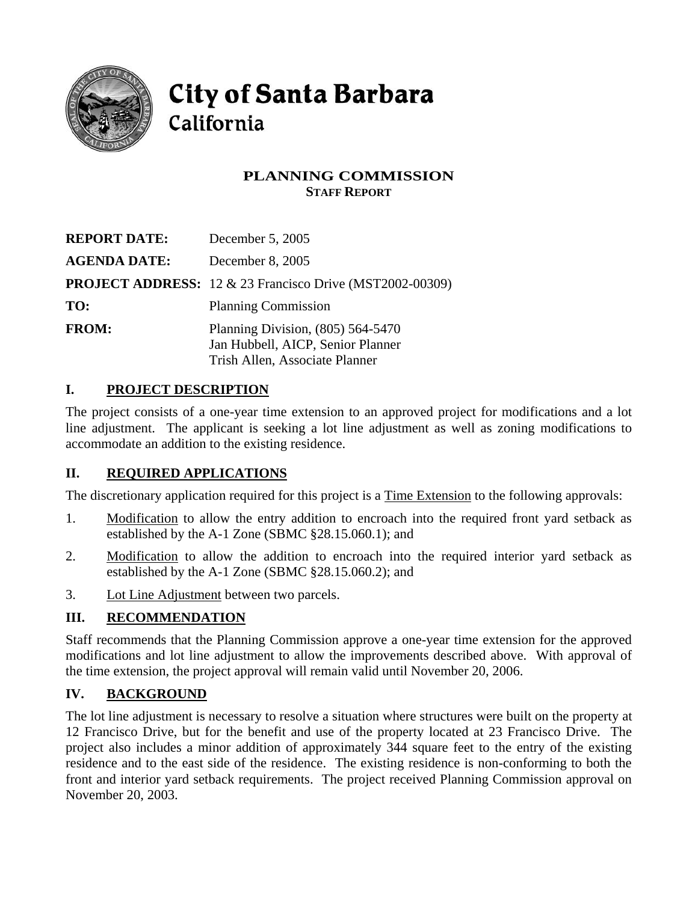# City of Santa Barbara
## California

**PLANNING COMMISSION**
**STAFF REPORT**

| | |
|---|---|
| **REPORT DATE:** | December 5, 2005 |
| **AGENDA DATE:** | December 8, 2005 |
| **PROJECT ADDRESS:** | 12 & 23 Francisco Drive (MST2002-00309) |
| **TO:** | Planning Commission |
| **FROM:** | Planning Division, (805) 564-5470<br>Jan Hubbell, AICP, Senior Planner<br>Trish Allen, Associate Planner |

## I. PROJECT DESCRIPTION

The project consists of a one-year time extension to an approved project for modifications and a lot line adjustment. The applicant is seeking a lot line adjustment as well as zoning modifications to accommodate an addition to the existing residence.

## II. REQUIRED APPLICATIONS

The discretionary application required for this project is a Time Extension to the following approvals:

1. Modification to allow the entry addition to encroach into the required front yard setback as established by the A-1 Zone (SBMC §28.15.060.1); and
2. Modification to allow the addition to encroach into the required interior yard setback as established by the A-1 Zone (SBMC §28.15.060.2); and
3. Lot Line Adjustment between two parcels.

## III. RECOMMENDATION

Staff recommends that the Planning Commission approve a one-year time extension for the approved modifications and lot line adjustment to allow the improvements described above. With approval of the time extension, the project approval will remain valid until November 20, 2006.

## IV. BACKGROUND

The lot line adjustment is necessary to resolve a situation where structures were built on the property at 12 Francisco Drive, but for the benefit and use of the property located at 23 Francisco Drive. The project also includes a minor addition of approximately 344 square feet to the entry of the existing residence and to the east side of the residence. The existing residence is non-conforming to both the front and interior yard setback requirements. The project received Planning Commission approval on November 20, 2003.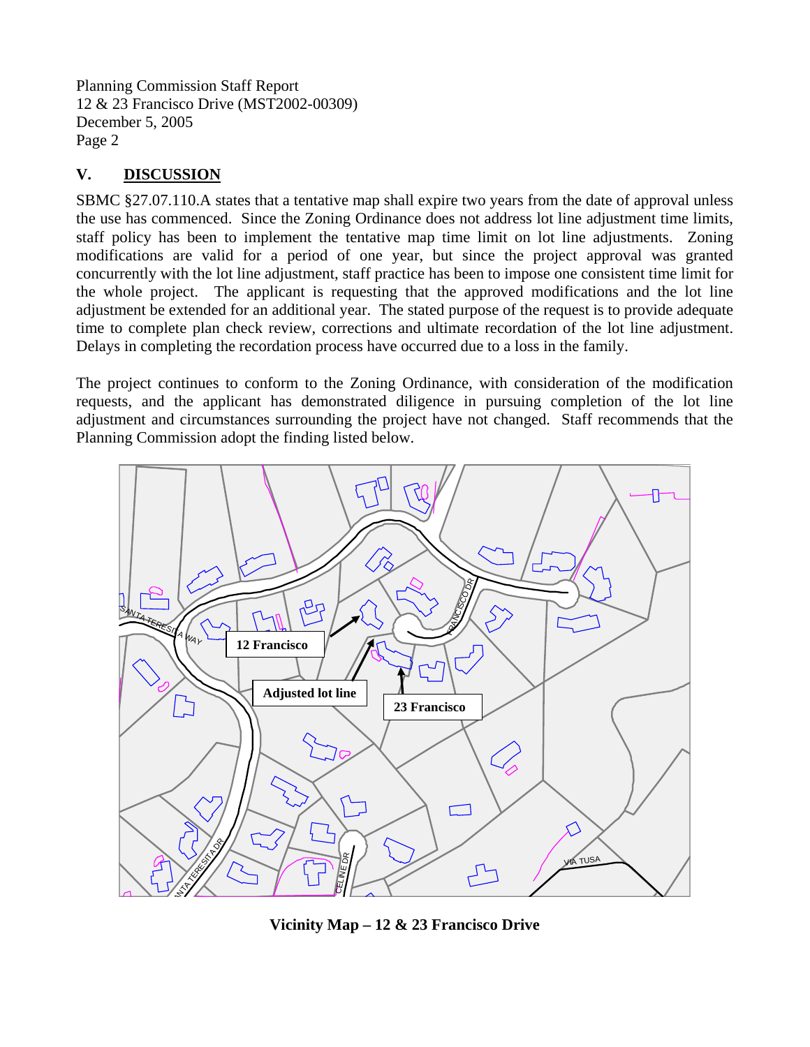## V. DISCUSSION

SBMC §27.07.110.A states that a tentative map shall expire two years from the date of approval unless the use has commenced. Since the Zoning Ordinance does not address lot line adjustment time limits, staff policy has been to implement the tentative map time limit on lot line adjustments. Zoning modifications are valid for a period of one year, but since the project approval was granted concurrently with the lot line adjustment, staff practice has been to impose one consistent time limit for the whole project. The applicant is requesting that the approved modifications and the lot line adjustment be extended for an additional year. The stated purpose of the request is to provide adequate time to complete plan check review, corrections and ultimate recordation of the lot line adjustment. Delays in completing the recordation process have occurred due to a loss in the family.

The project continues to conform to the Zoning Ordinance, with consideration of the modification requests, and the applicant has demonstrated diligence in pursuing completion of the lot line adjustment and circumstances surrounding the project have not changed. Staff recommends that the Planning Commission adopt the finding listed below.

**Vicinity Map – 12 & 23 Francisco Drive**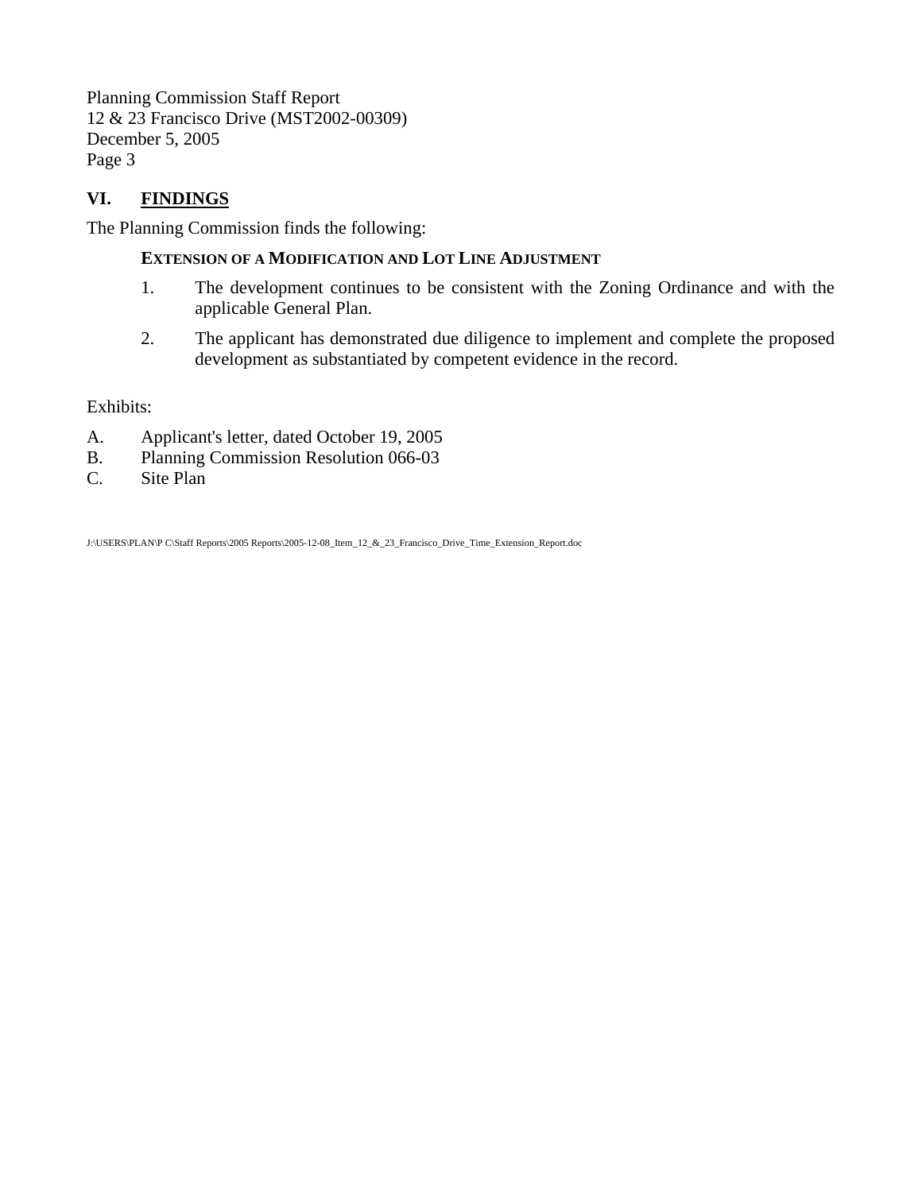## VI. FINDINGS

The Planning Commission finds the following:

**EXTENSION OF A MODIFICATION AND LOT LINE ADJUSTMENT**

1. The development continues to be consistent with the Zoning Ordinance and with the applicable General Plan.
2. The applicant has demonstrated due diligence to implement and complete the proposed development as substantiated by competent evidence in the record.

Exhibits:

A. Applicant's letter, dated October 19, 2005
B. Planning Commission Resolution 066-03
C. Site Plan

J:\USERS\PLAN\P C\Staff Reports\2005 Reports\2005-12-08_Item_12_&_23_Francisco_Drive_Time_Extension_Report.doc